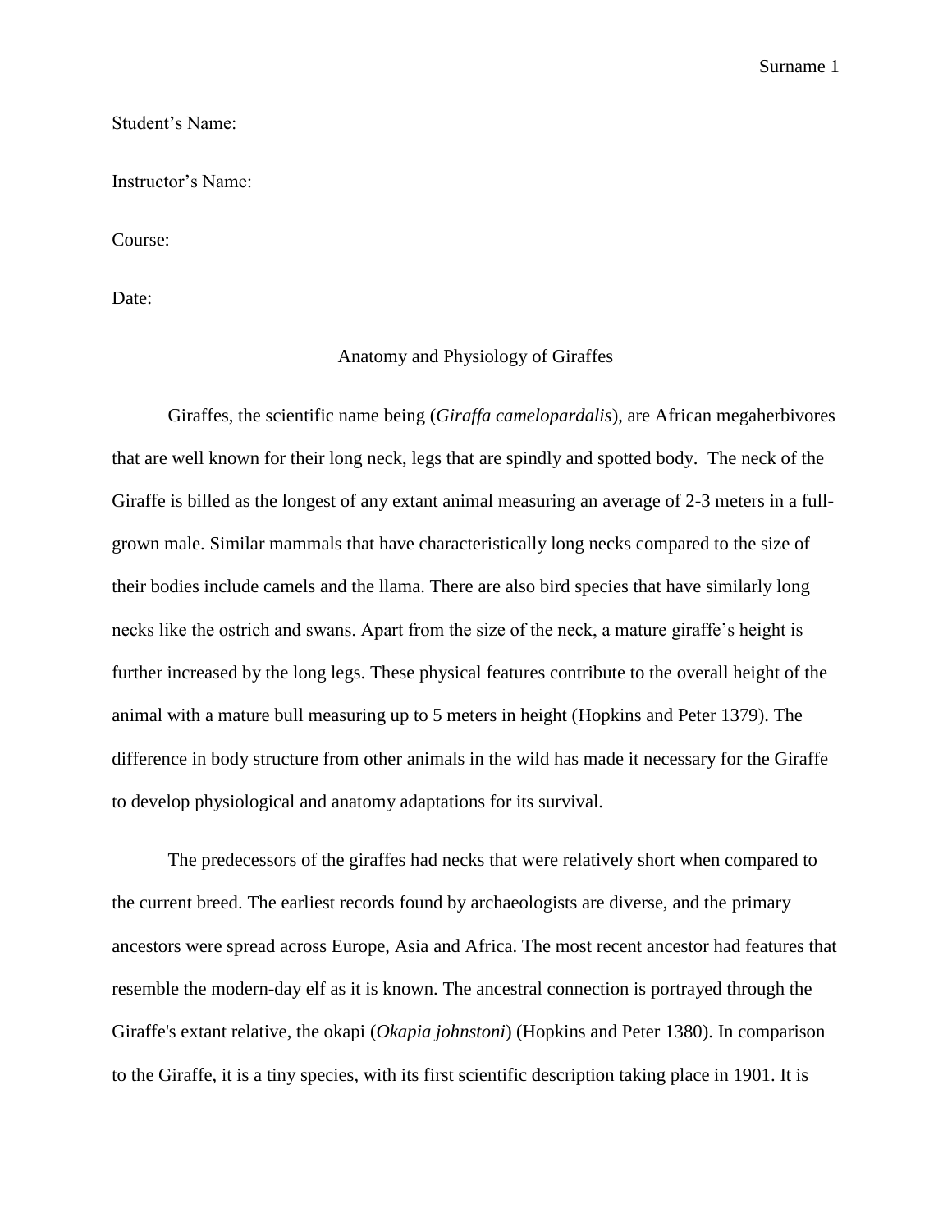Student's Name:

Instructor's Name:

Course:

Date:

# Anatomy and Physiology of Giraffes

Giraffes, the scientific name being (*Giraffa camelopardalis*), are African megaherbivores that are well known for their long neck, legs that are spindly and spotted body. The neck of the Giraffe is billed as the longest of any extant animal measuring an average of 2-3 meters in a full-grown male. Similar mammals that have characteristically long necks compared to the size of their bodies include camels and the llama. There are also bird species that have similarly long necks like the ostrich and swans. Apart from the size of the neck, a mature giraffe's height is further increased by the long legs. These physical features contribute to the overall height of the animal with a mature bull measuring up to 5 meters in height (Hopkins and Peter 1379). The difference in body structure from other animals in the wild has made it necessary for the Giraffe to develop physiological and anatomy adaptations for its survival.

The predecessors of the giraffes had necks that were relatively short when compared to the current breed. The earliest records found by archaeologists are diverse, and the primary ancestors were spread across Europe, Asia and Africa. The most recent ancestor had features that resemble the modern-day elf as it is known. The ancestral connection is portrayed through the Giraffe's extant relative, the okapi (*Okapia johnstoni*) (Hopkins and Peter 1380). In comparison to the Giraffe, it is a tiny species, with its first scientific description taking place in 1901. It is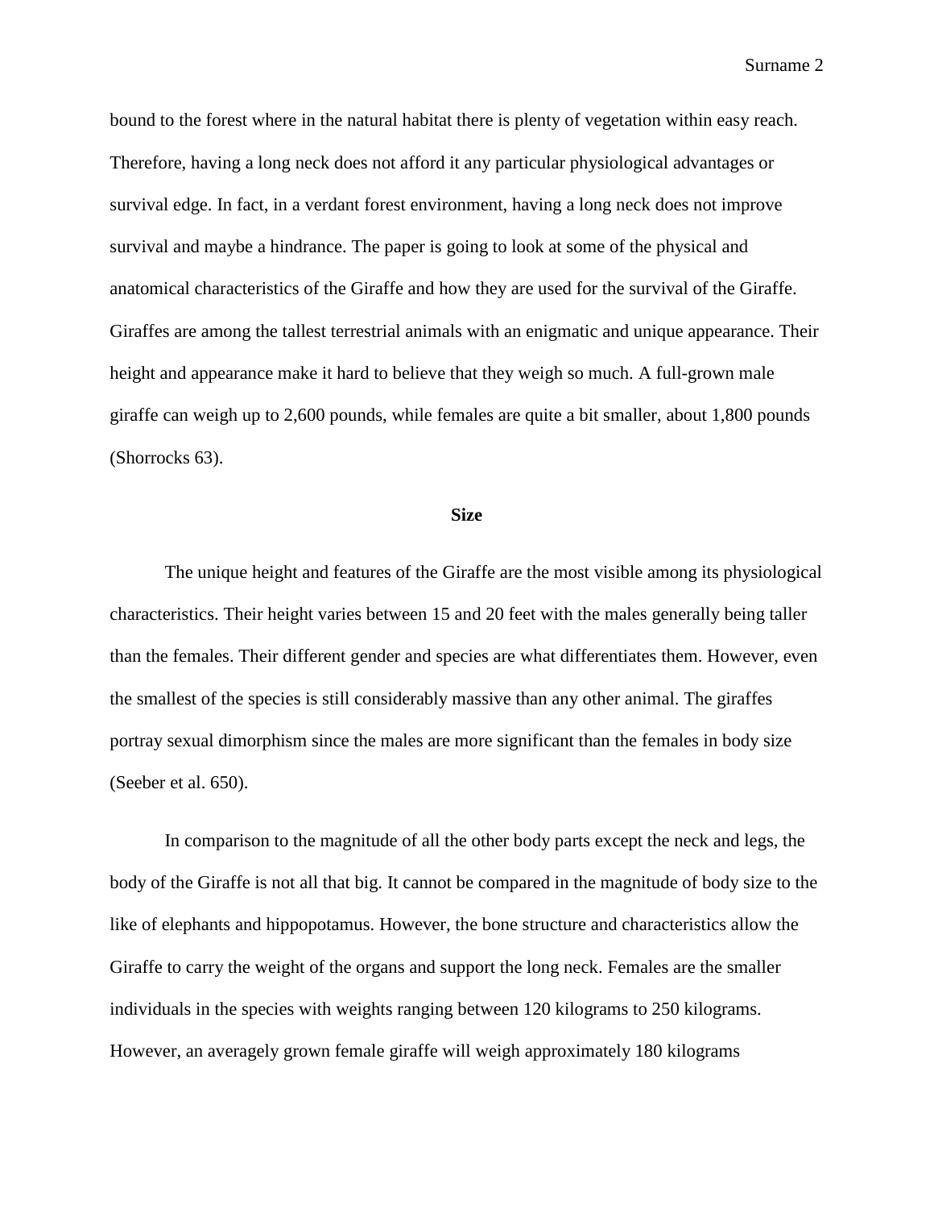bound to the forest where in the natural habitat there is plenty of vegetation within easy reach. Therefore, having a long neck does not afford it any particular physiological advantages or survival edge. In fact, in a verdant forest environment, having a long neck does not improve survival and maybe a hindrance. The paper is going to look at some of the physical and anatomical characteristics of the Giraffe and how they are used for the survival of the Giraffe. Giraffes are among the tallest terrestrial animals with an enigmatic and unique appearance. Their height and appearance make it hard to believe that they weigh so much. A full-grown male giraffe can weigh up to 2,600 pounds, while females are quite a bit smaller, about 1,800 pounds (Shorrocks 63).

## Size

The unique height and features of the Giraffe are the most visible among its physiological characteristics. Their height varies between 15 and 20 feet with the males generally being taller than the females. Their different gender and species are what differentiates them. However, even the smallest of the species is still considerably massive than any other animal. The giraffes portray sexual dimorphism since the males are more significant than the females in body size (Seeber et al. 650).

In comparison to the magnitude of all the other body parts except the neck and legs, the body of the Giraffe is not all that big. It cannot be compared in the magnitude of body size to the like of elephants and hippopotamus. However, the bone structure and characteristics allow the Giraffe to carry the weight of the organs and support the long neck. Females are the smaller individuals in the species with weights ranging between 120 kilograms to 250 kilograms. However, an averagely grown female giraffe will weigh approximately 180 kilograms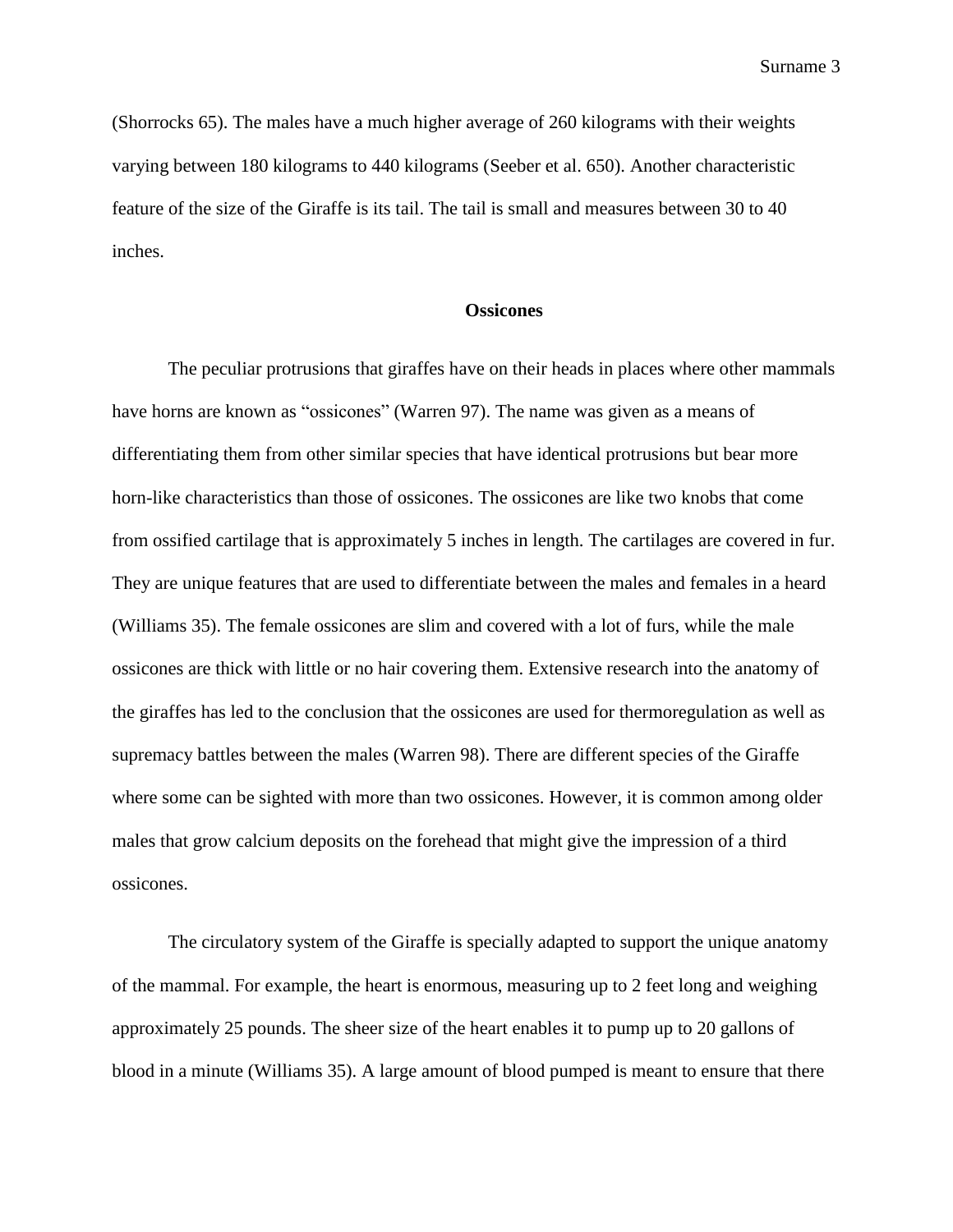(Shorrocks 65). The males have a much higher average of 260 kilograms with their weights varying between 180 kilograms to 440 kilograms (Seeber et al. 650). Another characteristic feature of the size of the Giraffe is its tail. The tail is small and measures between 30 to 40 inches.

## Ossicones

The peculiar protrusions that giraffes have on their heads in places where other mammals have horns are known as "ossicones" (Warren 97). The name was given as a means of differentiating them from other similar species that have identical protrusions but bear more horn-like characteristics than those of ossicones. The ossicones are like two knobs that come from ossified cartilage that is approximately 5 inches in length. The cartilages are covered in fur. They are unique features that are used to differentiate between the males and females in a heard (Williams 35). The female ossicones are slim and covered with a lot of furs, while the male ossicones are thick with little or no hair covering them. Extensive research into the anatomy of the giraffes has led to the conclusion that the ossicones are used for thermoregulation as well as supremacy battles between the males (Warren 98). There are different species of the Giraffe where some can be sighted with more than two ossicones. However, it is common among older males that grow calcium deposits on the forehead that might give the impression of a third ossicones.

The circulatory system of the Giraffe is specially adapted to support the unique anatomy of the mammal. For example, the heart is enormous, measuring up to 2 feet long and weighing approximately 25 pounds. The sheer size of the heart enables it to pump up to 20 gallons of blood in a minute (Williams 35). A large amount of blood pumped is meant to ensure that there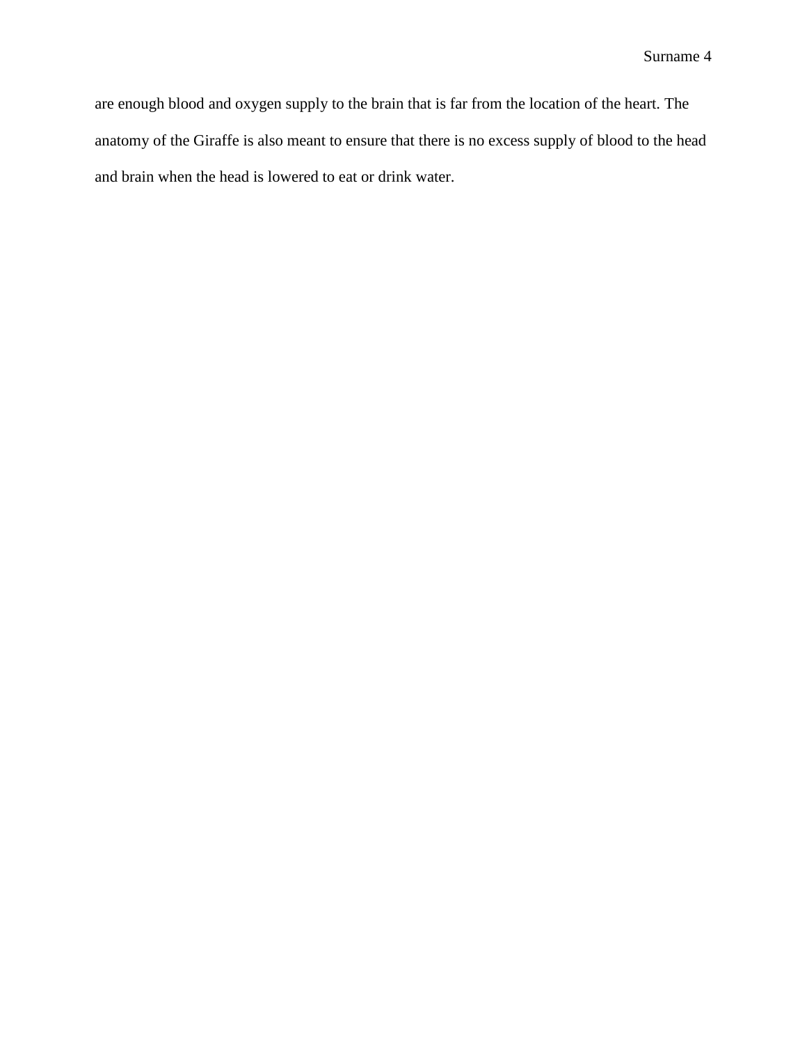are enough blood and oxygen supply to the brain that is far from the location of the heart. The anatomy of the Giraffe is also meant to ensure that there is no excess supply of blood to the head and brain when the head is lowered to eat or drink water.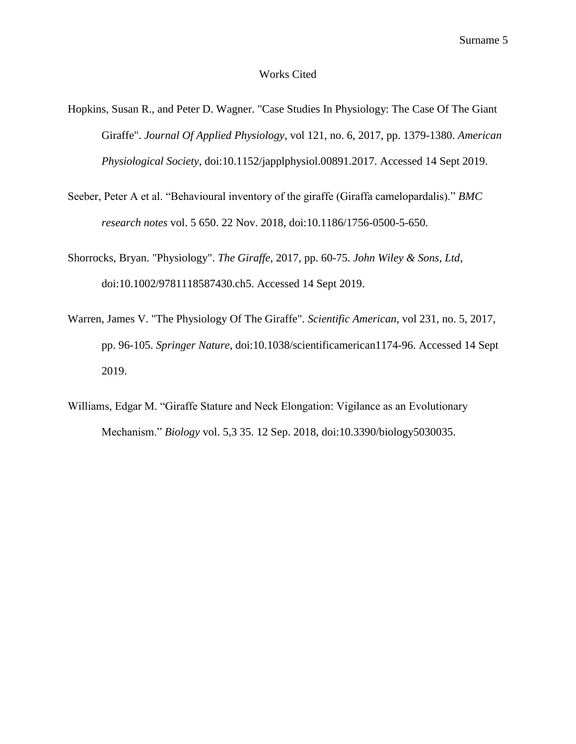# Works Cited

Hopkins, Susan R., and Peter D. Wagner. "Case Studies In Physiology: The Case Of The Giant Giraffe". *Journal Of Applied Physiology*, vol 121, no. 6, 2017, pp. 1379-1380. *American Physiological Society*, doi:10.1152/japplphysiol.00891.2017. Accessed 14 Sept 2019.

Seeber, Peter A et al. "Behavioural inventory of the giraffe (Giraffa camelopardalis)." *BMC research notes* vol. 5 650. 22 Nov. 2018, doi:10.1186/1756-0500-5-650.

Shorrocks, Bryan. "Physiology". *The Giraffe*, 2017, pp. 60-75. *John Wiley & Sons, Ltd*, doi:10.1002/9781118587430.ch5. Accessed 14 Sept 2019.

Warren, James V. "The Physiology Of The Giraffe". *Scientific American*, vol 231, no. 5, 2017, pp. 96-105. *Springer Nature*, doi:10.1038/scientificamerican1174-96. Accessed 14 Sept 2019.

Williams, Edgar M. "Giraffe Stature and Neck Elongation: Vigilance as an Evolutionary Mechanism." *Biology* vol. 5,3 35. 12 Sep. 2018, doi:10.3390/biology5030035.